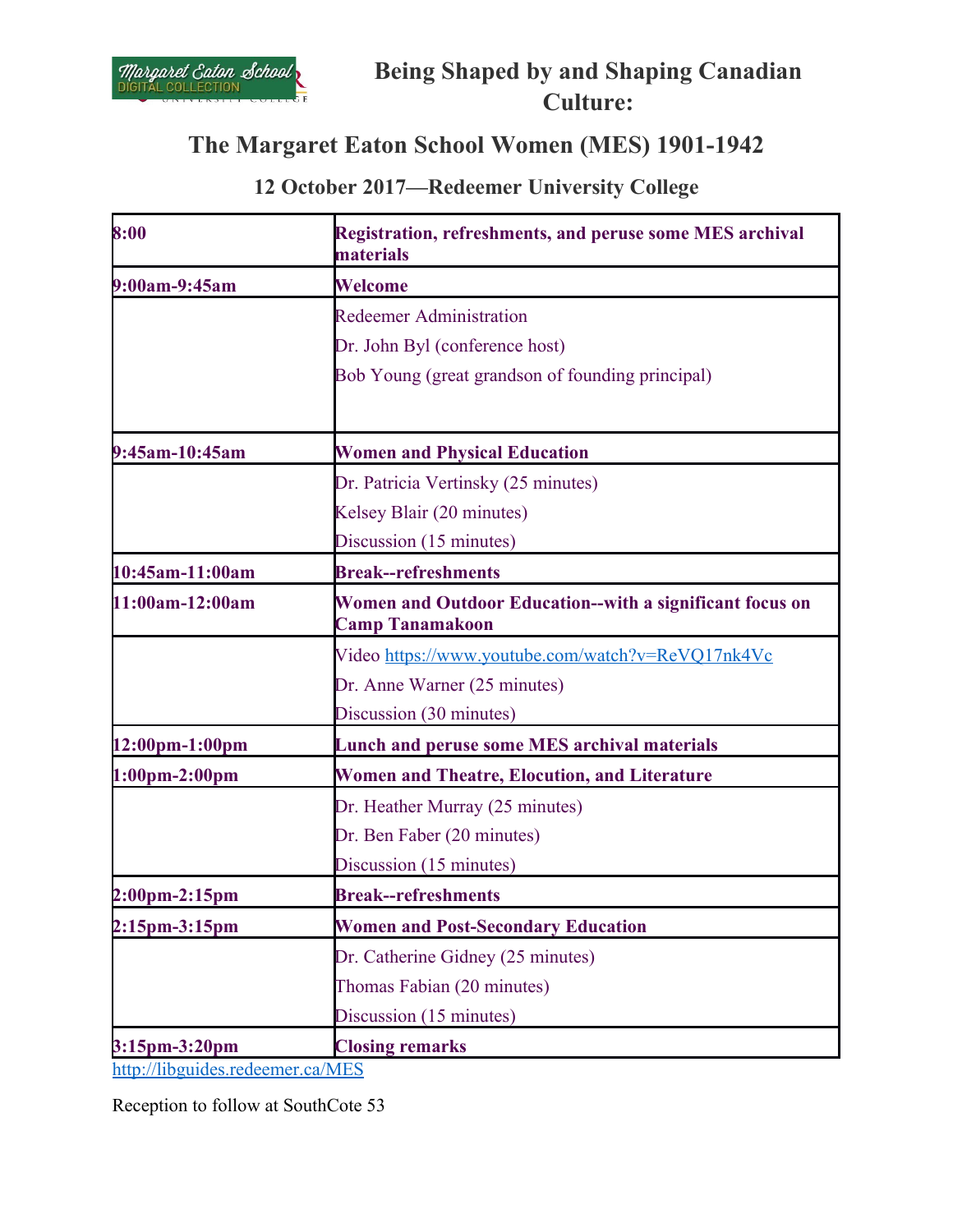# Being Shaped by and Shaping Canadian Culture:

## The Margaret Eaton School Women (MES) 1901-1942

### 12 October 2017—Redeemer University College

| | |
|---|---|
| **8:00** | **Registration, refreshments, and peruse some MES archival materials** |
| **9:00am-9:45am** | **Welcome** |
| | Redeemer Administration<br>Dr. John Byl (conference host)<br>Bob Young (great grandson of founding principal) |
| **9:45am-10:45am** | **Women and Physical Education** |
| | Dr. Patricia Vertinsky (25 minutes)<br>Kelsey Blair (20 minutes)<br>Discussion (15 minutes) |
| **10:45am-11:00am** | **Break--refreshments** |
| **11:00am-12:00am** | **Women and Outdoor Education--with a significant focus on Camp Tanamakoon** |
| | Video https://www.youtube.com/watch?v=ReVQ17nk4Vc<br>Dr. Anne Warner (25 minutes)<br>Discussion (30 minutes) |
| **12:00pm-1:00pm** | **Lunch and peruse some MES archival materials** |
| **1:00pm-2:00pm** | **Women and Theatre, Elocution, and Literature** |
| | Dr. Heather Murray (25 minutes)<br>Dr. Ben Faber (20 minutes)<br>Discussion (15 minutes) |
| **2:00pm-2:15pm** | **Break--refreshments** |
| **2:15pm-3:15pm** | **Women and Post-Secondary Education** |
| | Dr. Catherine Gidney (25 minutes)<br>Thomas Fabian (20 minutes)<br>Discussion (15 minutes) |
| **3:15pm-3:20pm** | **Closing remarks** |

http://libguides.redeemer.ca/MES

Reception to follow at SouthCote 53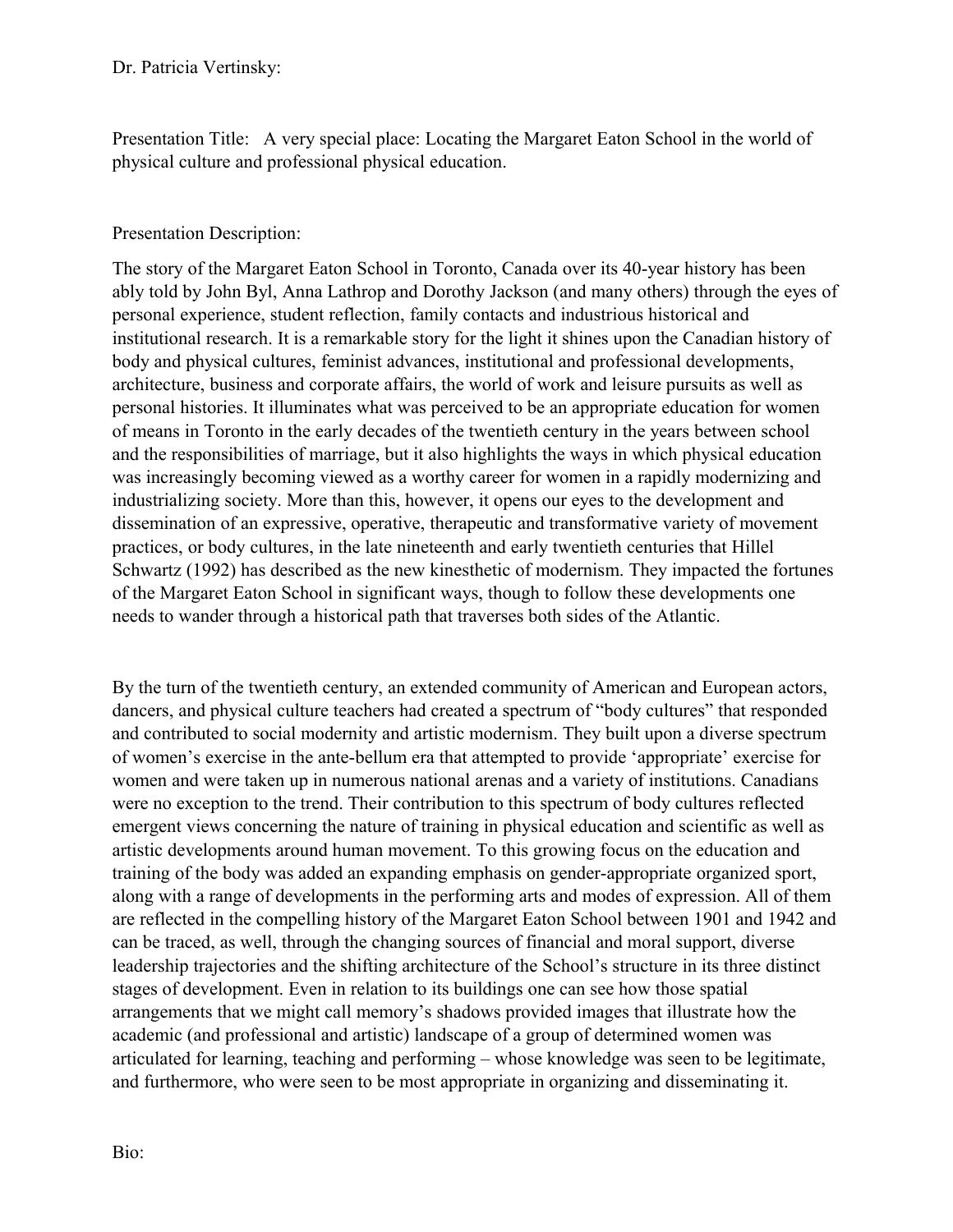Dr. Patricia Vertinsky:

Presentation Title: A very special place: Locating the Margaret Eaton School in the world of physical culture and professional physical education.

Presentation Description:

The story of the Margaret Eaton School in Toronto, Canada over its 40-year history has been ably told by John Byl, Anna Lathrop and Dorothy Jackson (and many others) through the eyes of personal experience, student reflection, family contacts and industrious historical and institutional research. It is a remarkable story for the light it shines upon the Canadian history of body and physical cultures, feminist advances, institutional and professional developments, architecture, business and corporate affairs, the world of work and leisure pursuits as well as personal histories. It illuminates what was perceived to be an appropriate education for women of means in Toronto in the early decades of the twentieth century in the years between school and the responsibilities of marriage, but it also highlights the ways in which physical education was increasingly becoming viewed as a worthy career for women in a rapidly modernizing and industrializing society. More than this, however, it opens our eyes to the development and dissemination of an expressive, operative, therapeutic and transformative variety of movement practices, or body cultures, in the late nineteenth and early twentieth centuries that Hillel Schwartz (1992) has described as the new kinesthetic of modernism. They impacted the fortunes of the Margaret Eaton School in significant ways, though to follow these developments one needs to wander through a historical path that traverses both sides of the Atlantic.

By the turn of the twentieth century, an extended community of American and European actors, dancers, and physical culture teachers had created a spectrum of "body cultures" that responded and contributed to social modernity and artistic modernism. They built upon a diverse spectrum of women's exercise in the ante-bellum era that attempted to provide 'appropriate' exercise for women and were taken up in numerous national arenas and a variety of institutions. Canadians were no exception to the trend. Their contribution to this spectrum of body cultures reflected emergent views concerning the nature of training in physical education and scientific as well as artistic developments around human movement. To this growing focus on the education and training of the body was added an expanding emphasis on gender-appropriate organized sport, along with a range of developments in the performing arts and modes of expression. All of them are reflected in the compelling history of the Margaret Eaton School between 1901 and 1942 and can be traced, as well, through the changing sources of financial and moral support, diverse leadership trajectories and the shifting architecture of the School's structure in its three distinct stages of development. Even in relation to its buildings one can see how those spatial arrangements that we might call memory's shadows provided images that illustrate how the academic (and professional and artistic) landscape of a group of determined women was articulated for learning, teaching and performing – whose knowledge was seen to be legitimate, and furthermore, who were seen to be most appropriate in organizing and disseminating it.

Bio: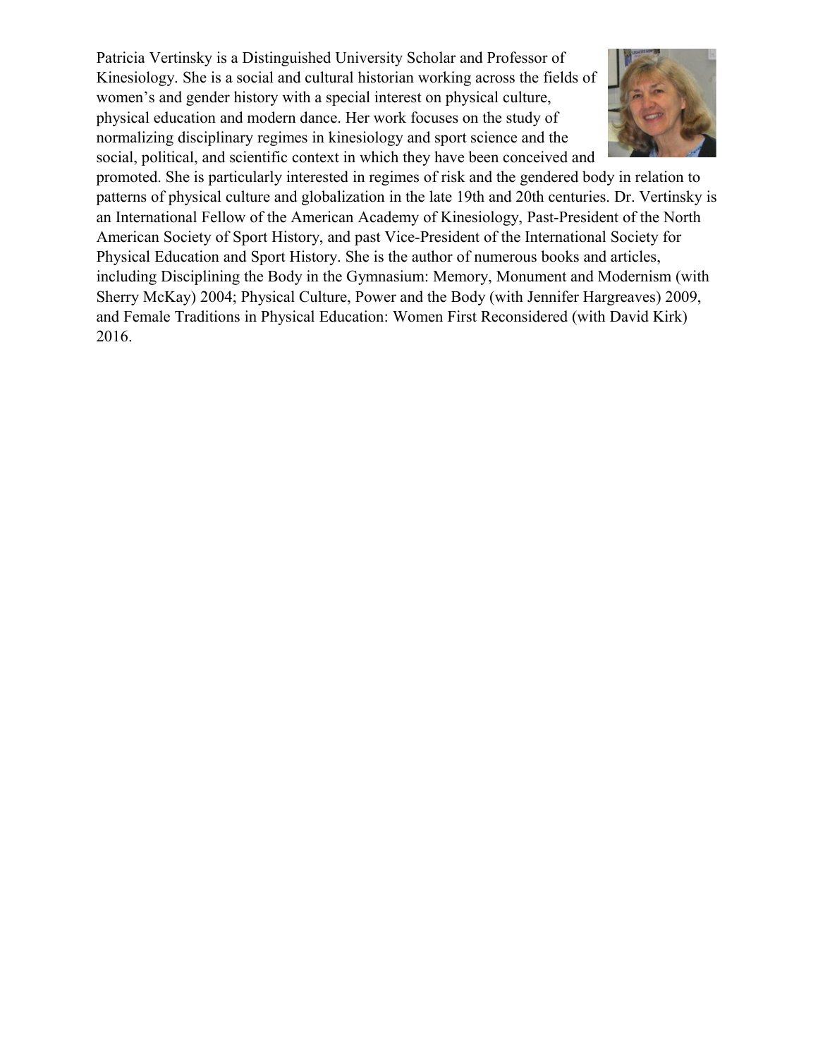Patricia Vertinsky is a Distinguished University Scholar and Professor of Kinesiology. She is a social and cultural historian working across the fields of women's and gender history with a special interest on physical culture, physical education and modern dance. Her work focuses on the study of normalizing disciplinary regimes in kinesiology and sport science and the social, political, and scientific context in which they have been conceived and promoted. She is particularly interested in regimes of risk and the gendered body in relation to patterns of physical culture and globalization in the late 19th and 20th centuries. Dr. Vertinsky is an International Fellow of the American Academy of Kinesiology, Past-President of the North American Society of Sport History, and past Vice-President of the International Society for Physical Education and Sport History. She is the author of numerous books and articles, including Disciplining the Body in the Gymnasium: Memory, Monument and Modernism (with Sherry McKay) 2004; Physical Culture, Power and the Body (with Jennifer Hargreaves) 2009, and Female Traditions in Physical Education: Women First Reconsidered (with David Kirk) 2016.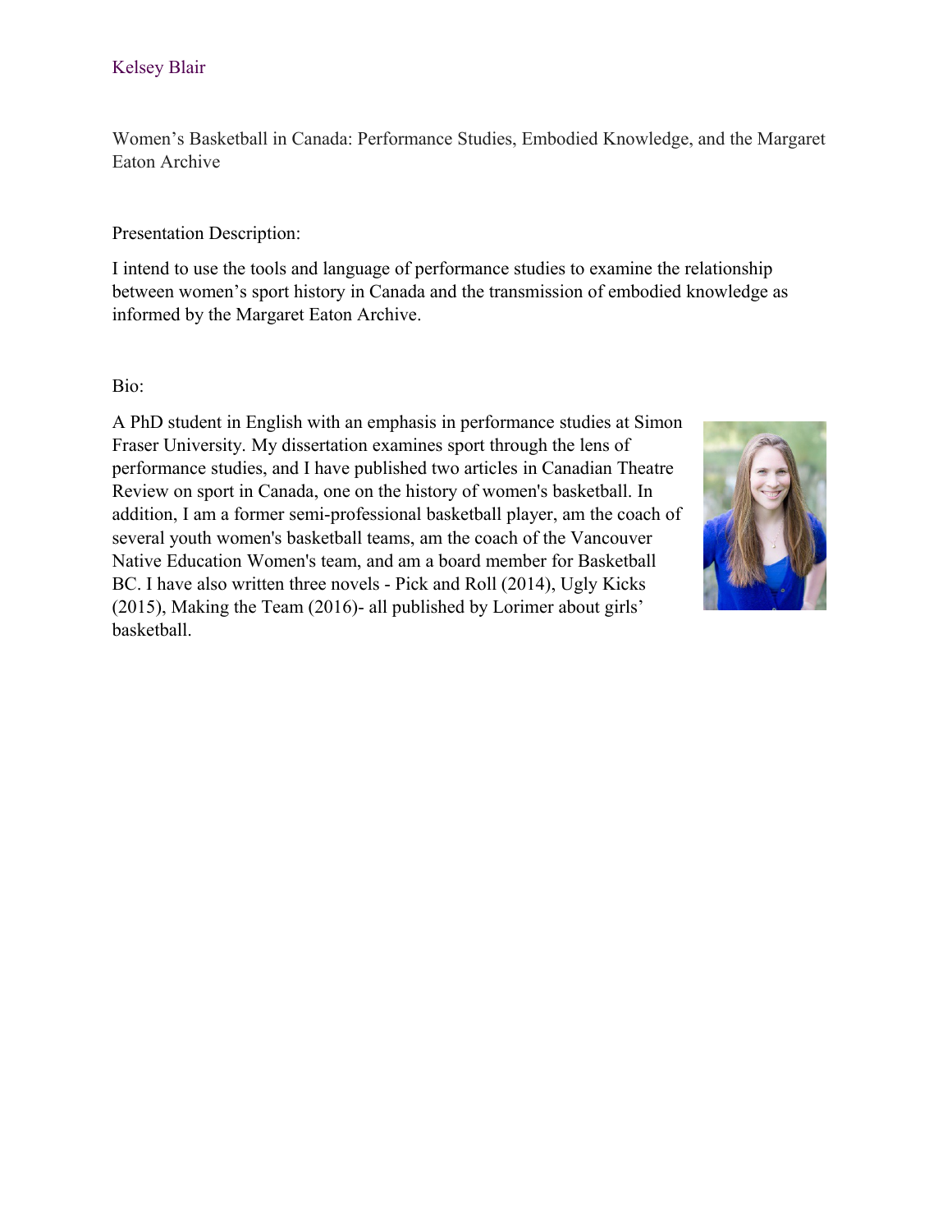Kelsey Blair

Women's Basketball in Canada: Performance Studies, Embodied Knowledge, and the Margaret Eaton Archive

Presentation Description:

I intend to use the tools and language of performance studies to examine the relationship between women's sport history in Canada and the transmission of embodied knowledge as informed by the Margaret Eaton Archive.

Bio:

A PhD student in English with an emphasis in performance studies at Simon Fraser University. My dissertation examines sport through the lens of performance studies, and I have published two articles in Canadian Theatre Review on sport in Canada, one on the history of women's basketball. In addition, I am a former semi-professional basketball player, am the coach of several youth women's basketball teams, am the coach of the Vancouver Native Education Women's team, and am a board member for Basketball BC. I have also written three novels - Pick and Roll (2014), Ugly Kicks (2015), Making the Team (2016)- all published by Lorimer about girls' basketball.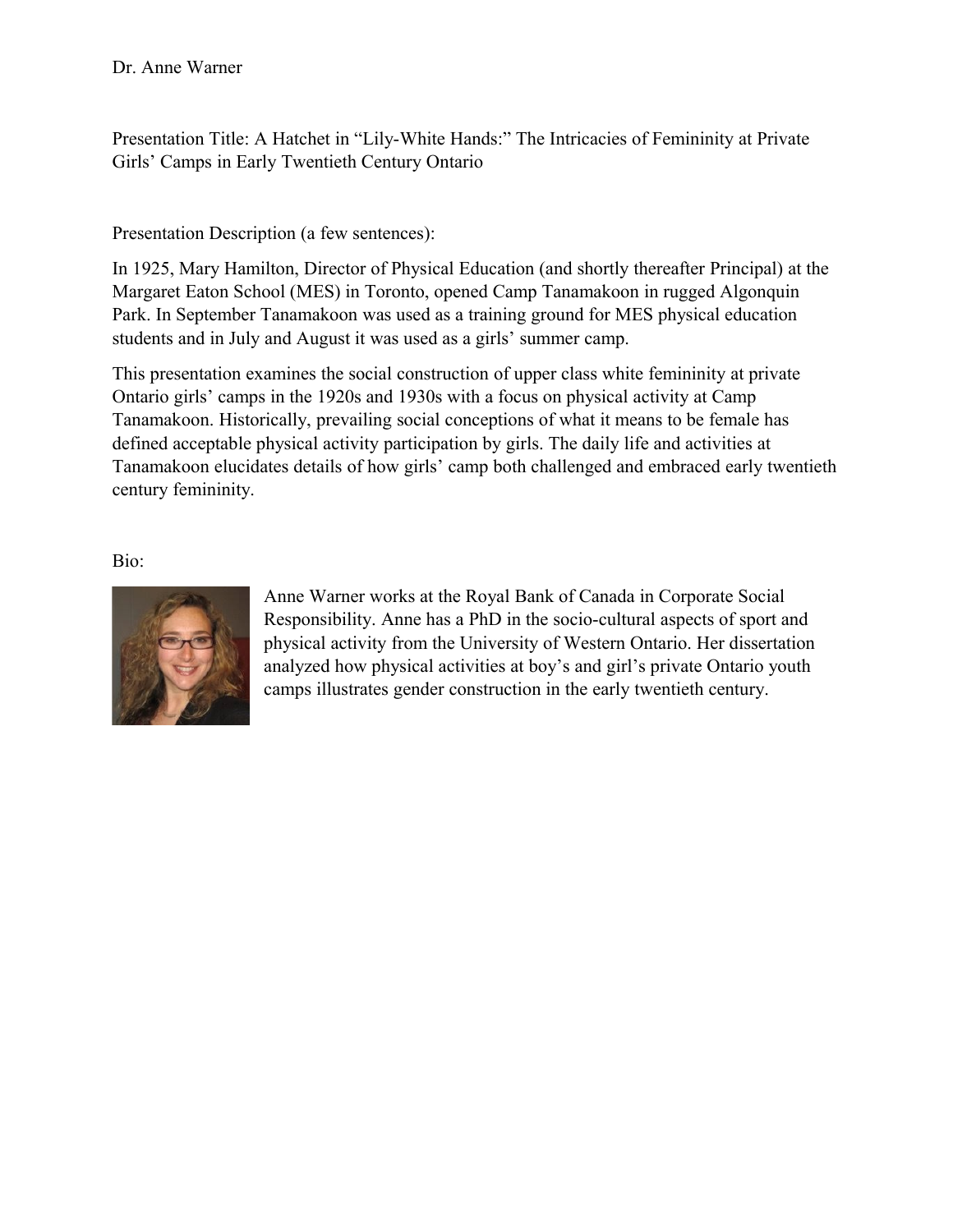Dr. Anne Warner

Presentation Title: A Hatchet in "Lily-White Hands:" The Intricacies of Femininity at Private Girls' Camps in Early Twentieth Century Ontario

Presentation Description (a few sentences):

In 1925, Mary Hamilton, Director of Physical Education (and shortly thereafter Principal) at the Margaret Eaton School (MES) in Toronto, opened Camp Tanamakoon in rugged Algonquin Park. In September Tanamakoon was used as a training ground for MES physical education students and in July and August it was used as a girls' summer camp.

This presentation examines the social construction of upper class white femininity at private Ontario girls' camps in the 1920s and 1930s with a focus on physical activity at Camp Tanamakoon. Historically, prevailing social conceptions of what it means to be female has defined acceptable physical activity participation by girls. The daily life and activities at Tanamakoon elucidates details of how girls' camp both challenged and embraced early twentieth century femininity.

Bio:

Anne Warner works at the Royal Bank of Canada in Corporate Social Responsibility. Anne has a PhD in the socio-cultural aspects of sport and physical activity from the University of Western Ontario. Her dissertation analyzed how physical activities at boy's and girl's private Ontario youth camps illustrates gender construction in the early twentieth century.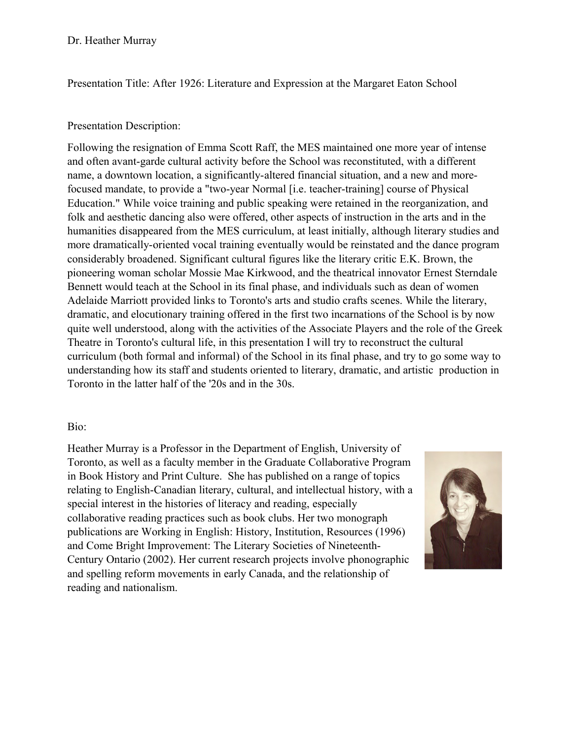Dr. Heather Murray

Presentation Title: After 1926: Literature and Expression at the Margaret Eaton School

Presentation Description:

Following the resignation of Emma Scott Raff, the MES maintained one more year of intense and often avant-garde cultural activity before the School was reconstituted, with a different name, a downtown location, a significantly-altered financial situation, and a new and more-focused mandate, to provide a "two-year Normal [i.e. teacher-training] course of Physical Education." While voice training and public speaking were retained in the reorganization, and folk and aesthetic dancing also were offered, other aspects of instruction in the arts and in the humanities disappeared from the MES curriculum, at least initially, although literary studies and more dramatically-oriented vocal training eventually would be reinstated and the dance program considerably broadened. Significant cultural figures like the literary critic E.K. Brown, the pioneering woman scholar Mossie Mae Kirkwood, and the theatrical innovator Ernest Sterndale Bennett would teach at the School in its final phase, and individuals such as dean of women Adelaide Marriott provided links to Toronto's arts and studio crafts scenes. While the literary, dramatic, and elocutionary training offered in the first two incarnations of the School is by now quite well understood, along with the activities of the Associate Players and the role of the Greek Theatre in Toronto's cultural life, in this presentation I will try to reconstruct the cultural curriculum (both formal and informal) of the School in its final phase, and try to go some way to understanding how its staff and students oriented to literary, dramatic, and artistic production in Toronto in the latter half of the '20s and in the 30s.

Bio:

Heather Murray is a Professor in the Department of English, University of Toronto, as well as a faculty member in the Graduate Collaborative Program in Book History and Print Culture. She has published on a range of topics relating to English-Canadian literary, cultural, and intellectual history, with a special interest in the histories of literacy and reading, especially collaborative reading practices such as book clubs. Her two monograph publications are Working in English: History, Institution, Resources (1996) and Come Bright Improvement: The Literary Societies of Nineteenth-Century Ontario (2002). Her current research projects involve phonographic and spelling reform movements in early Canada, and the relationship of reading and nationalism.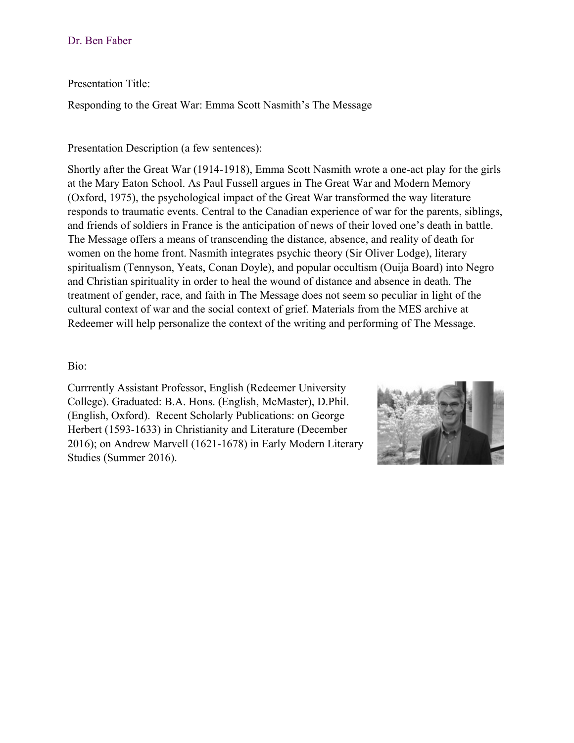Dr. Ben Faber

Presentation Title:

Responding to the Great War: Emma Scott Nasmith's The Message

Presentation Description (a few sentences):

Shortly after the Great War (1914-1918), Emma Scott Nasmith wrote a one-act play for the girls at the Mary Eaton School. As Paul Fussell argues in The Great War and Modern Memory (Oxford, 1975), the psychological impact of the Great War transformed the way literature responds to traumatic events. Central to the Canadian experience of war for the parents, siblings, and friends of soldiers in France is the anticipation of news of their loved one's death in battle. The Message offers a means of transcending the distance, absence, and reality of death for women on the home front. Nasmith integrates psychic theory (Sir Oliver Lodge), literary spiritualism (Tennyson, Yeats, Conan Doyle), and popular occultism (Ouija Board) into Negro and Christian spirituality in order to heal the wound of distance and absence in death. The treatment of gender, race, and faith in The Message does not seem so peculiar in light of the cultural context of war and the social context of grief. Materials from the MES archive at Redeemer will help personalize the context of the writing and performing of The Message.

Bio:

Currrently Assistant Professor, English (Redeemer University College). Graduated: B.A. Hons. (English, McMaster), D.Phil. (English, Oxford). Recent Scholarly Publications: on George Herbert (1593-1633) in Christianity and Literature (December 2016); on Andrew Marvell (1621-1678) in Early Modern Literary Studies (Summer 2016).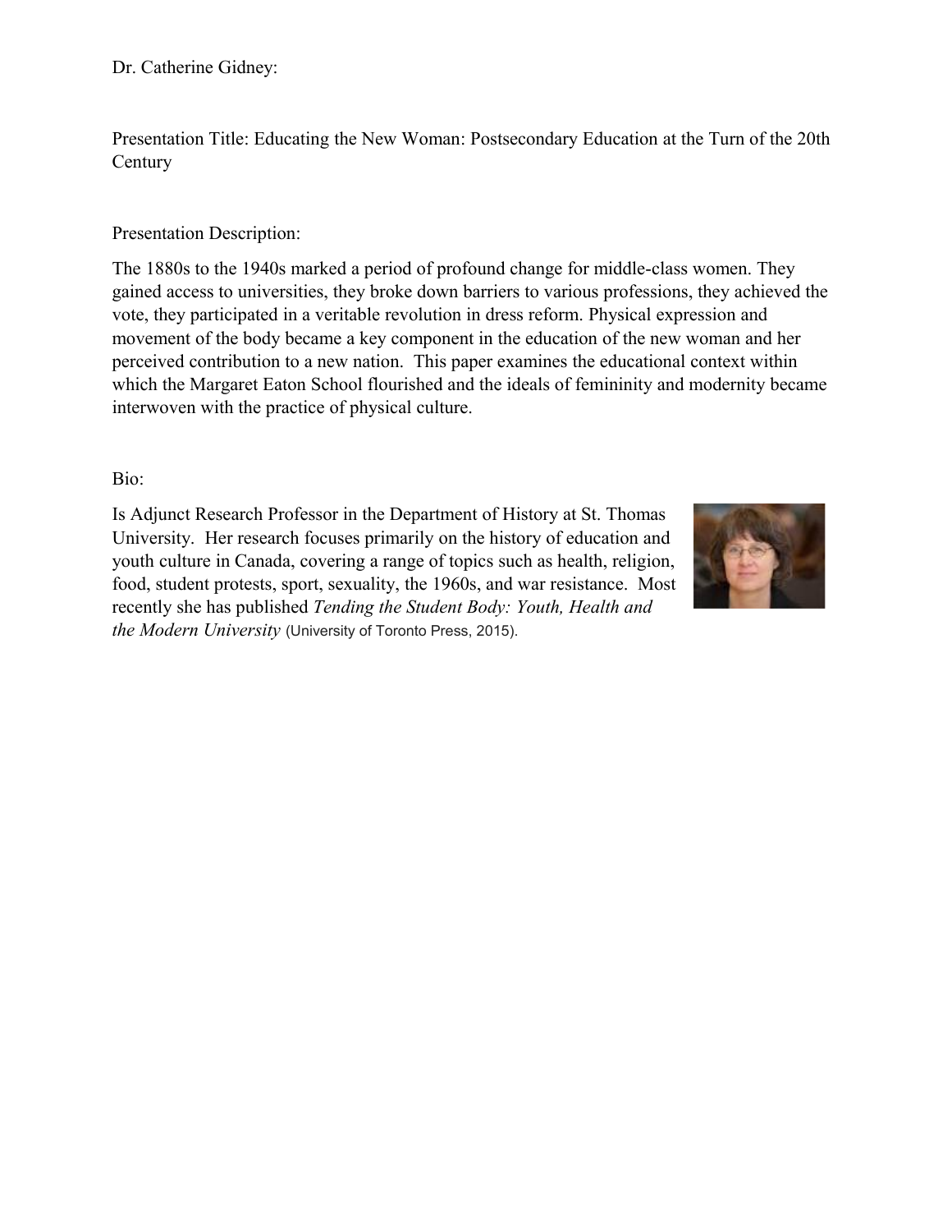Dr. Catherine Gidney:

Presentation Title: Educating the New Woman: Postsecondary Education at the Turn of the 20th Century

Presentation Description:

The 1880s to the 1940s marked a period of profound change for middle-class women. They gained access to universities, they broke down barriers to various professions, they achieved the vote, they participated in a veritable revolution in dress reform. Physical expression and movement of the body became a key component in the education of the new woman and her perceived contribution to a new nation. This paper examines the educational context within which the Margaret Eaton School flourished and the ideals of femininity and modernity became interwoven with the practice of physical culture.

Bio:

Is Adjunct Research Professor in the Department of History at St. Thomas University. Her research focuses primarily on the history of education and youth culture in Canada, covering a range of topics such as health, religion, food, student protests, sport, sexuality, the 1960s, and war resistance. Most recently she has published *Tending the Student Body: Youth, Health and the Modern University* (University of Toronto Press, 2015).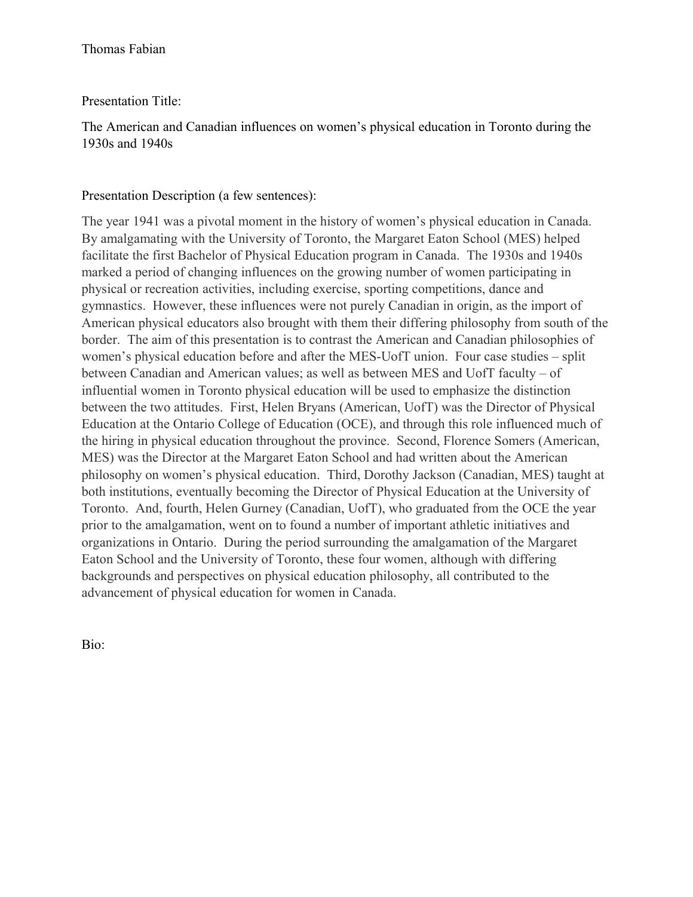Thomas Fabian

Presentation Title:

The American and Canadian influences on women's physical education in Toronto during the 1930s and 1940s

Presentation Description (a few sentences):

The year 1941 was a pivotal moment in the history of women's physical education in Canada. By amalgamating with the University of Toronto, the Margaret Eaton School (MES) helped facilitate the first Bachelor of Physical Education program in Canada. The 1930s and 1940s marked a period of changing influences on the growing number of women participating in physical or recreation activities, including exercise, sporting competitions, dance and gymnastics. However, these influences were not purely Canadian in origin, as the import of American physical educators also brought with them their differing philosophy from south of the border. The aim of this presentation is to contrast the American and Canadian philosophies of women's physical education before and after the MES-UofT union. Four case studies – split between Canadian and American values; as well as between MES and UofT faculty – of influential women in Toronto physical education will be used to emphasize the distinction between the two attitudes. First, Helen Bryans (American, UofT) was the Director of Physical Education at the Ontario College of Education (OCE), and through this role influenced much of the hiring in physical education throughout the province. Second, Florence Somers (American, MES) was the Director at the Margaret Eaton School and had written about the American philosophy on women's physical education. Third, Dorothy Jackson (Canadian, MES) taught at both institutions, eventually becoming the Director of Physical Education at the University of Toronto. And, fourth, Helen Gurney (Canadian, UofT), who graduated from the OCE the year prior to the amalgamation, went on to found a number of important athletic initiatives and organizations in Ontario. During the period surrounding the amalgamation of the Margaret Eaton School and the University of Toronto, these four women, although with differing backgrounds and perspectives on physical education philosophy, all contributed to the advancement of physical education for women in Canada.

Bio: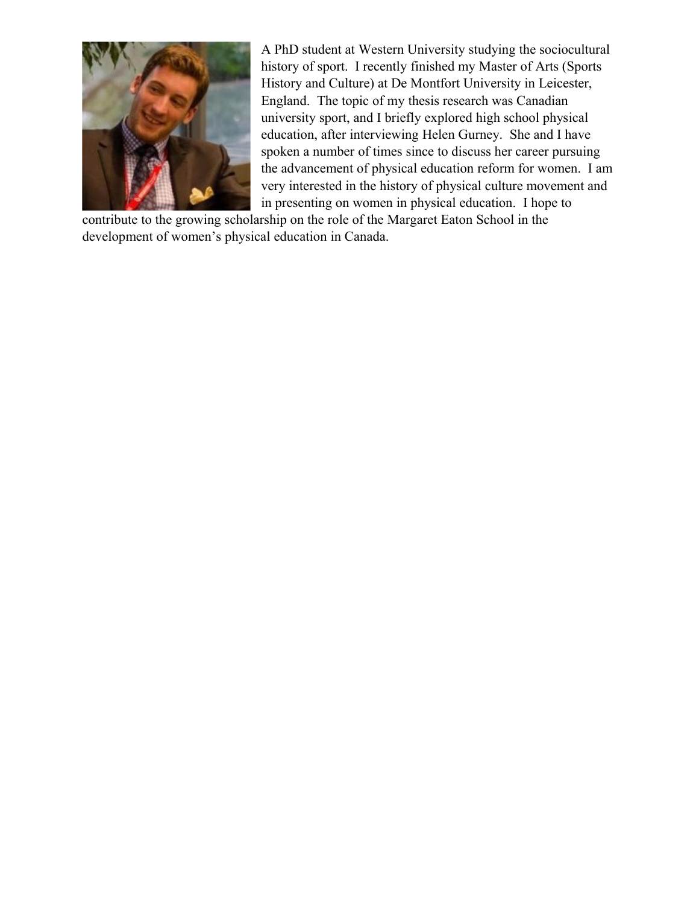A PhD student at Western University studying the sociocultural history of sport. I recently finished my Master of Arts (Sports History and Culture) at De Montfort University in Leicester, England. The topic of my thesis research was Canadian university sport, and I briefly explored high school physical education, after interviewing Helen Gurney. She and I have spoken a number of times since to discuss her career pursuing the advancement of physical education reform for women. I am very interested in the history of physical culture movement and in presenting on women in physical education. I hope to contribute to the growing scholarship on the role of the Margaret Eaton School in the development of women's physical education in Canada.